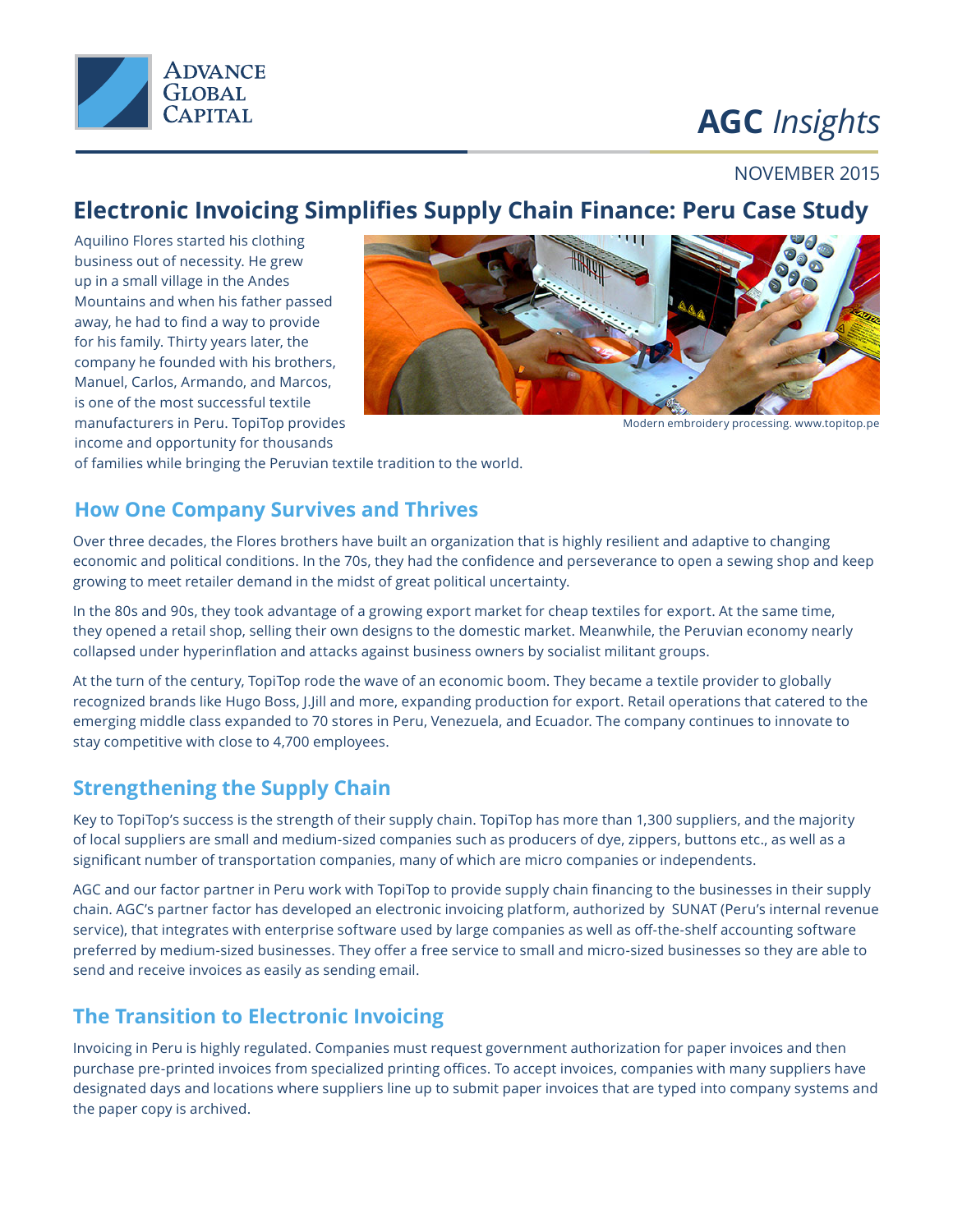# Electronic Invoicing Simplifies Supply Chain Finance: Peru Case Study

NOVEMBER 2015

Aquilino Flores started his clothing business out of necessity. He grew up in a small village in the Andes Mountains and when his father passed away, he had to find a way to provide for his family. Thirty years later, the company he founded with his brothers, Manuel, Carlos, Armando, and Marcos, is one of the most successful textile manufacturers in Peru. TopiTop provides income and opportunity for thousands of families while bringing the Peruvian textile tradition to the world.

Modern embroidery processing. www.topitop.pe

## How One Company Survives and Thrives

Over three decades, the Flores brothers have built an organization that is highly resilient and adaptive to changing economic and political conditions. In the 70s, they had the confidence and perseverance to open a sewing shop and keep growing to meet retailer demand in the midst of great political uncertainty.

In the 80s and 90s, they took advantage of a growing export market for cheap textiles for export. At the same time, they opened a retail shop, selling their own designs to the domestic market. Meanwhile, the Peruvian economy nearly collapsed under hyperinflation and attacks against business owners by socialist militant groups.

At the turn of the century, TopiTop rode the wave of an economic boom. They became a textile provider to globally recognized brands like Hugo Boss, J.Jill and more, expanding production for export. Retail operations that catered to the emerging middle class expanded to 70 stores in Peru, Venezuela, and Ecuador. The company continues to innovate to stay competitive with close to 4,700 employees.

## Strengthening the Supply Chain

Key to TopiTop's success is the strength of their supply chain. TopiTop has more than 1,300 suppliers, and the majority of local suppliers are small and medium-sized companies such as producers of dye, zippers, buttons etc., as well as a significant number of transportation companies, many of which are micro companies or independents.

AGC and our factor partner in Peru work with TopiTop to provide supply chain financing to the businesses in their supply chain. AGC's partner factor has developed an electronic invoicing platform, authorized by SUNAT (Peru's internal revenue service), that integrates with enterprise software used by large companies as well as off-the-shelf accounting software preferred by medium-sized businesses. They offer a free service to small and micro-sized businesses so they are able to send and receive invoices as easily as sending email.

## The Transition to Electronic Invoicing

Invoicing in Peru is highly regulated. Companies must request government authorization for paper invoices and then purchase pre-printed invoices from specialized printing offices. To accept invoices, companies with many suppliers have designated days and locations where suppliers line up to submit paper invoices that are typed into company systems and the paper copy is archived.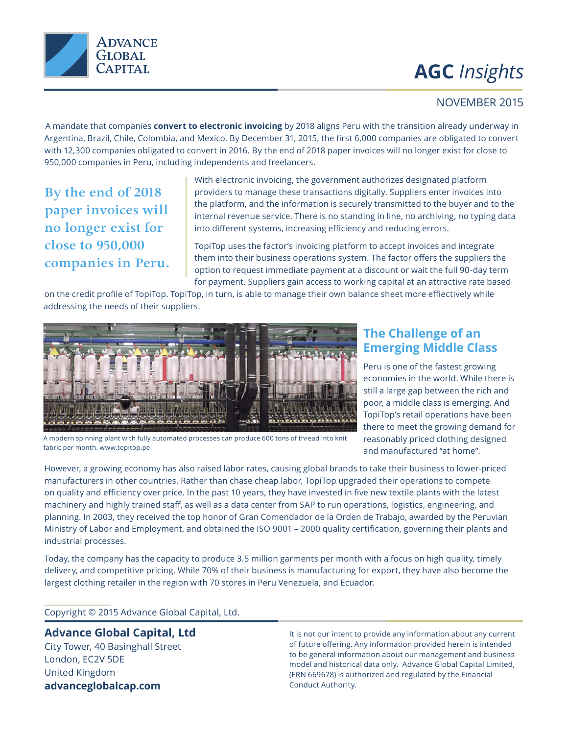# AGC *Insights*

NOVEMBER 2015

A mandate that companies **convert to electronic invoicing** by 2018 aligns Peru with the transition already underway in Argentina, Brazil, Chile, Colombia, and Mexico. By December 31, 2015, the first 6,000 companies are obligated to convert with 12,300 companies obligated to convert in 2016. By the end of 2018 paper invoices will no longer exist for close to 950,000 companies in Peru, including independents and freelancers.

> By the end of 2018 paper invoices will no longer exist for close to 950,000 companies in Peru.

With electronic invoicing, the government authorizes designated platform providers to manage these transactions digitally. Suppliers enter invoices into the platform, and the information is securely transmitted to the buyer and to the internal revenue service. There is no standing in line, no archiving, no typing data into different systems, increasing efficiency and reducing errors.

TopiTop uses the factor's invoicing platform to accept invoices and integrate them into their business operations system. The factor offers the suppliers the option to request immediate payment at a discount or wait the full 90-day term for payment. Suppliers gain access to working capital at an attractive rate based on the credit profile of TopiTop. TopiTop, in turn, is able to manage their own balance sheet more effiectively while addressing the needs of their suppliers.

A modern spinning plant with fully automated processes can produce 600 tons of thread into knit fabric per month. www.topitop.pe

## The Challenge of an Emerging Middle Class

Peru is one of the fastest growing economies in the world. While there is still a large gap between the rich and poor, a middle class is emerging. And TopiTop's retail operations have been there to meet the growing demand for reasonably priced clothing designed and manufactured "at home".

However, a growing economy has also raised labor rates, causing global brands to take their business to lower-priced manufacturers in other countries. Rather than chase cheap labor, TopiTop upgraded their operations to compete on quality and efficiency over price. In the past 10 years, they have invested in five new textile plants with the latest machinery and highly trained staff, as well as a data center from SAP to run operations, logistics, engineering, and planning. In 2003, they received the top honor of Gran Comendador de la Orden de Trabajo, awarded by the Peruvian Ministry of Labor and Employment, and obtained the ISO 9001 – 2000 quality certification, governing their plants and industrial processes.

Today, the company has the capacity to produce 3.5 million garments per month with a focus on high quality, timely delivery, and competitive pricing. While 70% of their business is manufacturing for export, they have also become the largest clothing retailer in the region with 70 stores in Peru Venezuela, and Ecuador.

Copyright © 2015 Advance Global Capital, Ltd.

**Advance Global Capital, Ltd**
City Tower, 40 Basinghall Street
London, EC2V 5DE
United Kingdom
**advanceglobalcap.com**

It is not our intent to provide any information about any current of future offering. Any information provided herein is intended to be general information about our management and business model and historical data only. Advance Global Capital Limited, (FRN 669678) is authorized and regulated by the Financial Conduct Authority.